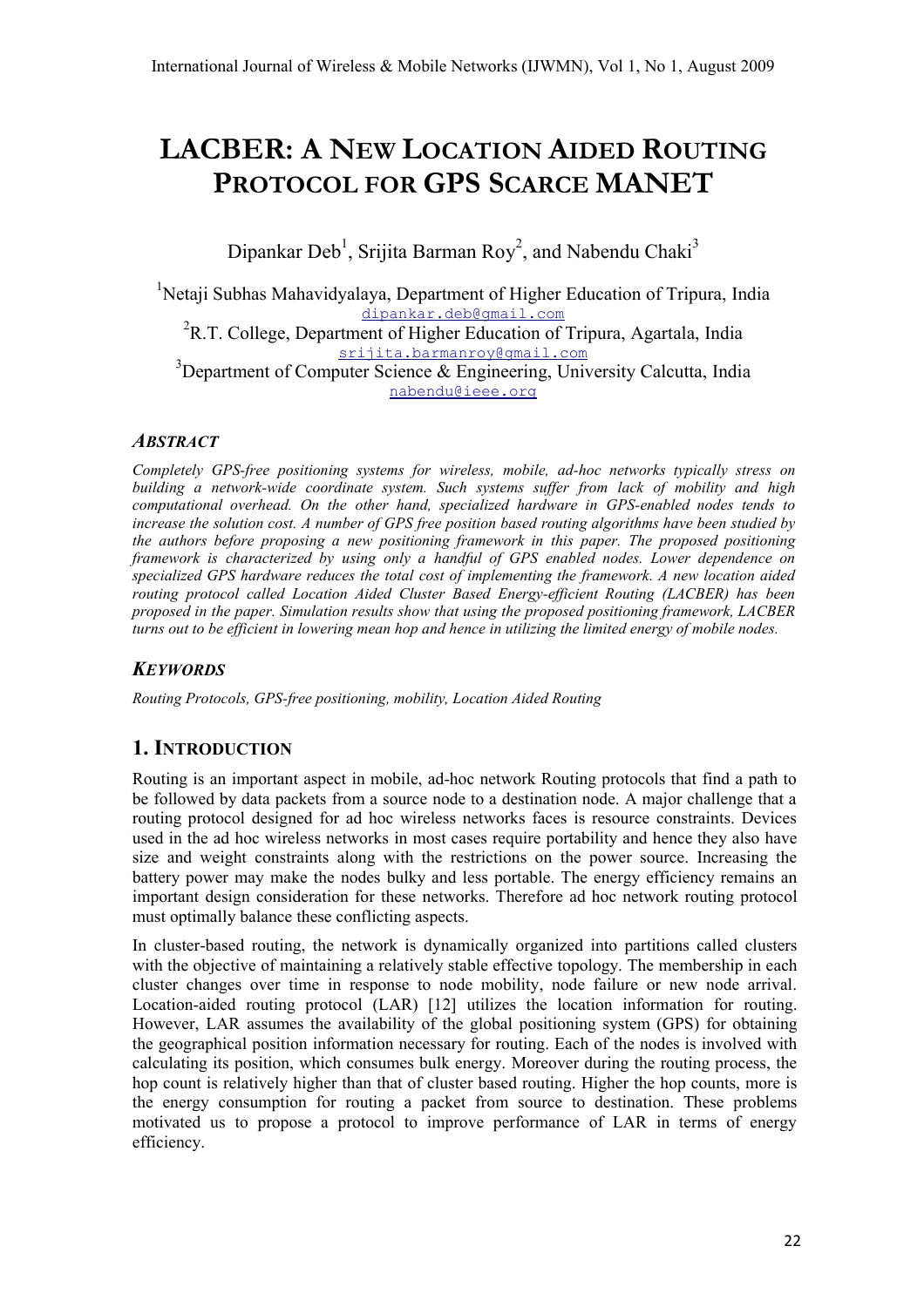# LACBER: A New Location Aided Routing Protocol for GPS Scarce MANET

Dipankar Deb[1], Srijita Barman Roy[2], and Nabendu Chaki[3]

[1]Netaji Subhas Mahavidyalaya, Department of Higher Education of Tripura, India
dipankar.deb@gmail.com

[2]R.T. College, Department of Higher Education of Tripura, Agartala, India
srijita.barmanroy@gmail.com

[3]Department of Computer Science & Engineering, University Calcutta, India
nabendu@ieee.org

## *Abstract*

*Completely GPS-free positioning systems for wireless, mobile, ad-hoc networks typically stress on building a network-wide coordinate system. Such systems suffer from lack of mobility and high computational overhead. On the other hand, specialized hardware in GPS-enabled nodes tends to increase the solution cost. A number of GPS free position based routing algorithms have been studied by the authors before proposing a new positioning framework in this paper. The proposed positioning framework is characterized by using only a handful of GPS enabled nodes. Lower dependence on specialized GPS hardware reduces the total cost of implementing the framework. A new location aided routing protocol called Location Aided Cluster Based Energy-efficient Routing (LACBER) has been proposed in the paper. Simulation results show that using the proposed positioning framework, LACBER turns out to be efficient in lowering mean hop and hence in utilizing the limited energy of mobile nodes.*

## *Keywords*

*Routing Protocols, GPS-free positioning, mobility, Location Aided Routing*

## 1. Introduction

Routing is an important aspect in mobile, ad-hoc network Routing protocols that find a path to be followed by data packets from a source node to a destination node. A major challenge that a routing protocol designed for ad hoc wireless networks faces is resource constraints. Devices used in the ad hoc wireless networks in most cases require portability and hence they also have size and weight constraints along with the restrictions on the power source. Increasing the battery power may make the nodes bulky and less portable. The energy efficiency remains an important design consideration for these networks. Therefore ad hoc network routing protocol must optimally balance these conflicting aspects.

In cluster-based routing, the network is dynamically organized into partitions called clusters with the objective of maintaining a relatively stable effective topology. The membership in each cluster changes over time in response to node mobility, node failure or new node arrival. Location-aided routing protocol (LAR) [12] utilizes the location information for routing. However, LAR assumes the availability of the global positioning system (GPS) for obtaining the geographical position information necessary for routing. Each of the nodes is involved with calculating its position, which consumes bulk energy. Moreover during the routing process, the hop count is relatively higher than that of cluster based routing. Higher the hop counts, more is the energy consumption for routing a packet from source to destination. These problems motivated us to propose a protocol to improve performance of LAR in terms of energy efficiency.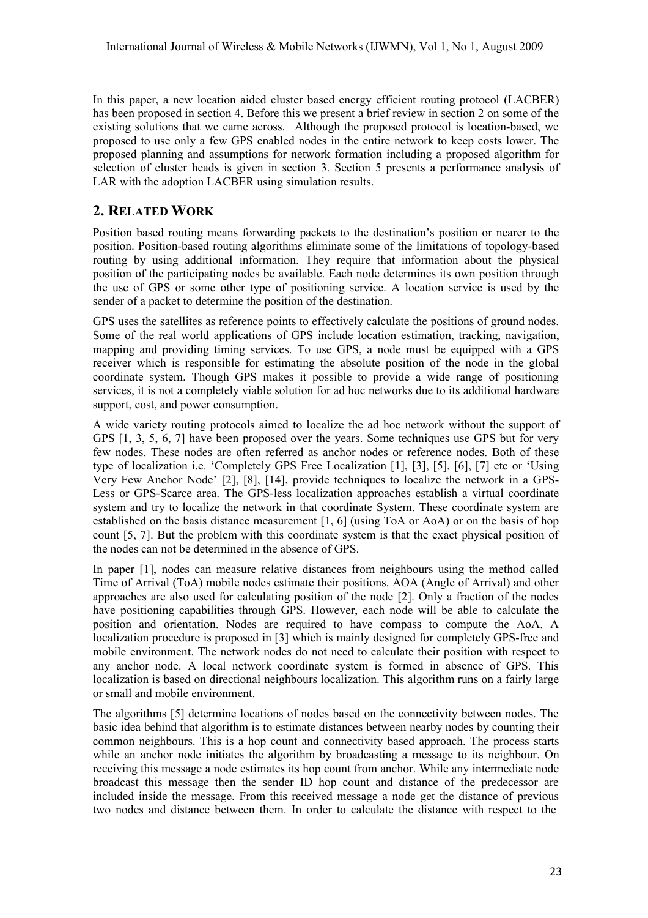In this paper, a new location aided cluster based energy efficient routing protocol (LACBER) has been proposed in section 4. Before this we present a brief review in section 2 on some of the existing solutions that we came across. Although the proposed protocol is location-based, we proposed to use only a few GPS enabled nodes in the entire network to keep costs lower. The proposed planning and assumptions for network formation including a proposed algorithm for selection of cluster heads is given in section 3. Section 5 presents a performance analysis of LAR with the adoption LACBER using simulation results.

## 2. RELATED WORK

Position based routing means forwarding packets to the destination's position or nearer to the position. Position-based routing algorithms eliminate some of the limitations of topology-based routing by using additional information. They require that information about the physical position of the participating nodes be available. Each node determines its own position through the use of GPS or some other type of positioning service. A location service is used by the sender of a packet to determine the position of the destination.

GPS uses the satellites as reference points to effectively calculate the positions of ground nodes. Some of the real world applications of GPS include location estimation, tracking, navigation, mapping and providing timing services. To use GPS, a node must be equipped with a GPS receiver which is responsible for estimating the absolute position of the node in the global coordinate system. Though GPS makes it possible to provide a wide range of positioning services, it is not a completely viable solution for ad hoc networks due to its additional hardware support, cost, and power consumption.

A wide variety routing protocols aimed to localize the ad hoc network without the support of GPS [1, 3, 5, 6, 7] have been proposed over the years. Some techniques use GPS but for very few nodes. These nodes are often referred as anchor nodes or reference nodes. Both of these type of localization i.e. 'Completely GPS Free Localization [1], [3], [5], [6], [7] etc or 'Using Very Few Anchor Node' [2], [8], [14], provide techniques to localize the network in a GPS-Less or GPS-Scarce area. The GPS-less localization approaches establish a virtual coordinate system and try to localize the network in that coordinate System. These coordinate system are established on the basis distance measurement [1, 6] (using ToA or AoA) or on the basis of hop count [5, 7]. But the problem with this coordinate system is that the exact physical position of the nodes can not be determined in the absence of GPS.

In paper [1], nodes can measure relative distances from neighbours using the method called Time of Arrival (ToA) mobile nodes estimate their positions. AOA (Angle of Arrival) and other approaches are also used for calculating position of the node [2]. Only a fraction of the nodes have positioning capabilities through GPS. However, each node will be able to calculate the position and orientation. Nodes are required to have compass to compute the AoA. A localization procedure is proposed in [3] which is mainly designed for completely GPS-free and mobile environment. The network nodes do not need to calculate their position with respect to any anchor node. A local network coordinate system is formed in absence of GPS. This localization is based on directional neighbours localization. This algorithm runs on a fairly large or small and mobile environment.

The algorithms [5] determine locations of nodes based on the connectivity between nodes. The basic idea behind that algorithm is to estimate distances between nearby nodes by counting their common neighbours. This is a hop count and connectivity based approach. The process starts while an anchor node initiates the algorithm by broadcasting a message to its neighbour. On receiving this message a node estimates its hop count from anchor. While any intermediate node broadcast this message then the sender ID hop count and distance of the predecessor are included inside the message. From this received message a node get the distance of previous two nodes and distance between them. In order to calculate the distance with respect to the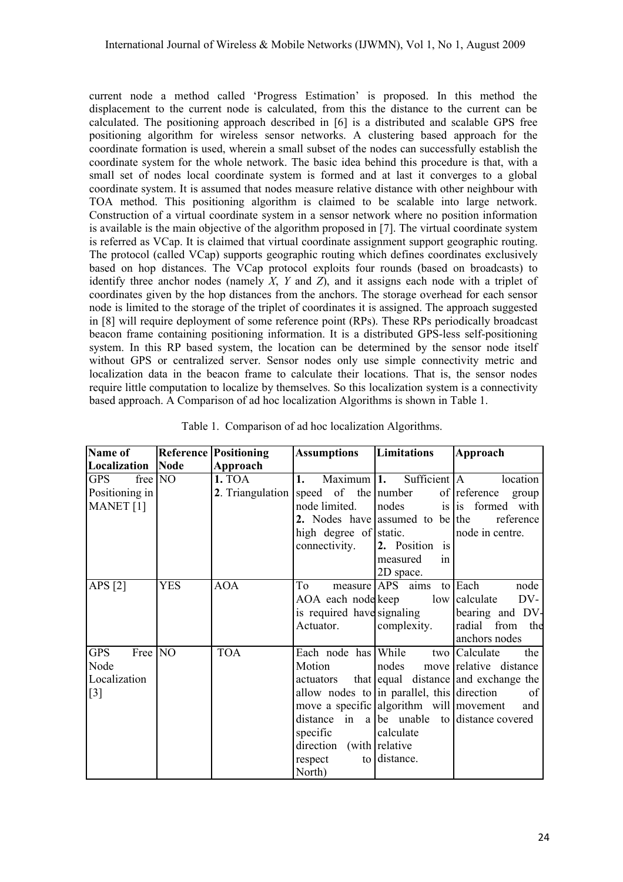current node a method called 'Progress Estimation' is proposed. In this method the displacement to the current node is calculated, from this the distance to the current can be calculated. The positioning approach described in [6] is a distributed and scalable GPS free positioning algorithm for wireless sensor networks. A clustering based approach for the coordinate formation is used, wherein a small subset of the nodes can successfully establish the coordinate system for the whole network. The basic idea behind this procedure is that, with a small set of nodes local coordinate system is formed and at last it converges to a global coordinate system. It is assumed that nodes measure relative distance with other neighbour with TOA method. This positioning algorithm is claimed to be scalable into large network. Construction of a virtual coordinate system in a sensor network where no position information is available is the main objective of the algorithm proposed in [7]. The virtual coordinate system is referred as VCap. It is claimed that virtual coordinate assignment support geographic routing. The protocol (called VCap) supports geographic routing which defines coordinates exclusively based on hop distances. The VCap protocol exploits four rounds (based on broadcasts) to identify three anchor nodes (namely *X*, *Y* and *Z*), and it assigns each node with a triplet of coordinates given by the hop distances from the anchors. The storage overhead for each sensor node is limited to the storage of the triplet of coordinates it is assigned. The approach suggested in [8] will require deployment of some reference point (RPs). These RPs periodically broadcast beacon frame containing positioning information. It is a distributed GPS-less self-positioning system. In this RP based system, the location can be determined by the sensor node itself without GPS or centralized server. Sensor nodes only use simple connectivity metric and localization data in the beacon frame to calculate their locations. That is, the sensor nodes require little computation to localize by themselves. So this localization system is a connectivity based approach. A Comparison of ad hoc localization Algorithms is shown in Table 1.

Table 1. Comparison of ad hoc localization Algorithms.

| Name of Localization | Reference Node | Positioning Approach | Assumptions | Limitations | Approach |
|---|---|---|---|---|---|
| GPS free Positioning in MANET [1] | NO | **1.** TOA **2**. Triangulation | **1.** Maximum speed of the node limited. **2.** Nodes have high degree of connectivity. | **1.** Sufficient number of nodes is assumed to be static. **2.** Position is measured in 2D space. | A location reference group is formed with the reference node in centre. |
| APS [2] | YES | AOA | To measure AOA each node is required have Actuator. | APS aims to keep low signaling complexity. | Each node calculate DV-bearing and DV-radial from the anchors nodes |
| GPS Free Node Localization [3] | NO | TOA | Each node has Motion actuators that allow nodes to move a specific distance in a specific direction (with respect to North) | While two nodes move equal distance in parallel, this algorithm will be unable to calculate relative distance. | Calculate the relative distance and exchange the direction of movement and distance covered |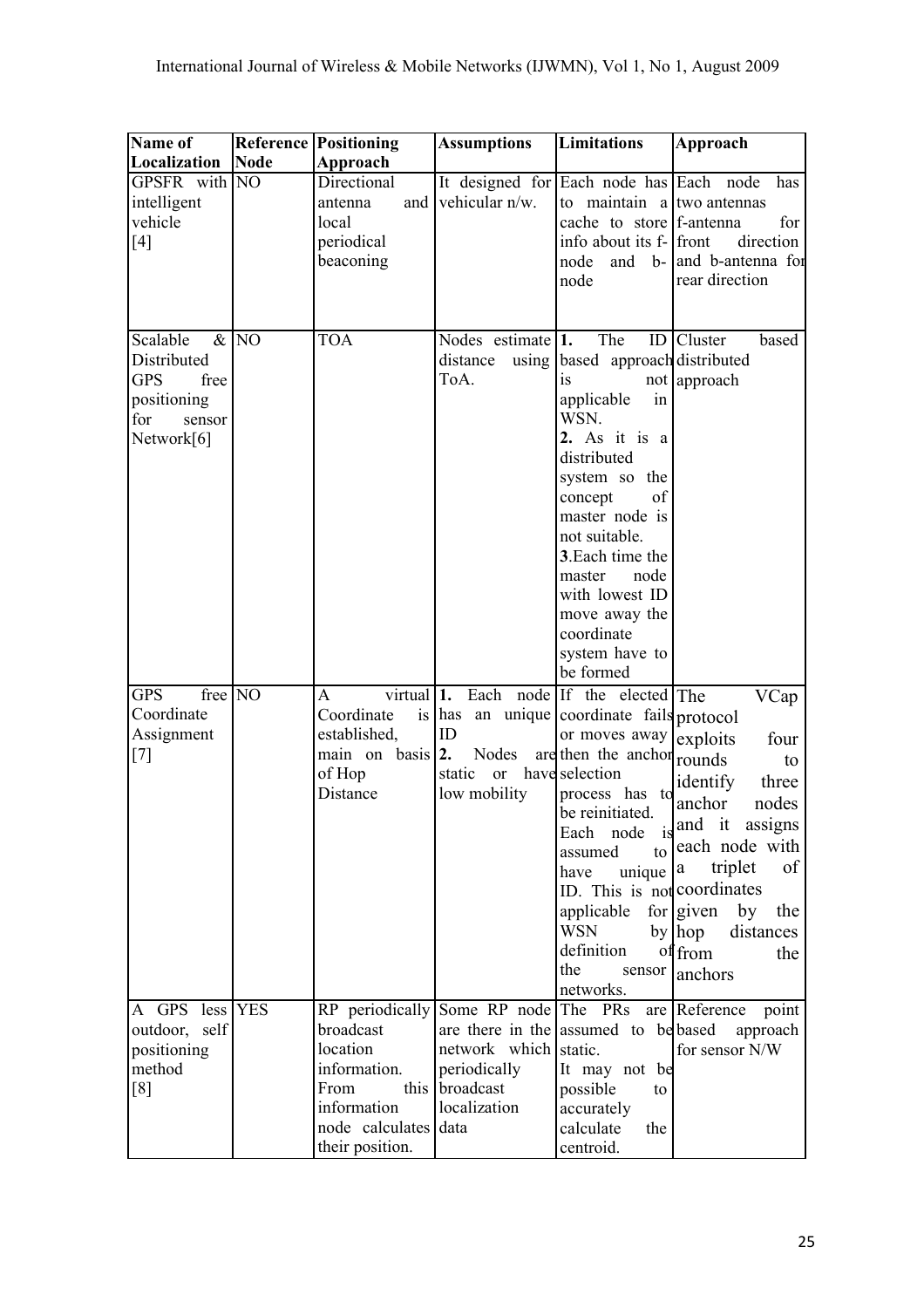| Name of Localization | Reference Node | Positioning Approach | Assumptions | Limitations | Approach |
|---|---|---|---|---|---|
| GPSFR with intelligent vehicle [4] | NO | Directional antenna and local periodical beaconing | It designed for vehicular n/w. | Each node has to maintain a cache to store info about its f-node and b-node | Each node has two antennas f-antenna for front direction and b-antenna for rear direction |
| Scalable & Distributed GPS free positioning for sensor Network[6] | NO | TOA | Nodes estimate distance using ToA. | **1.** The ID based approach is not applicable in WSN. **2.** As it is a distributed system so the concept of master node is not suitable. **3**.Each time the master node with lowest ID move away the coordinate system have to be formed | Cluster based distributed approach |
| GPS free Coordinate Assignment [7] | NO | A virtual Coordinate is established, main on basis of Hop Distance | **1.** Each node has an unique ID **2.** Nodes are static or have low mobility | If the elected coordinate fails or moves away then the anchor selection process has to be reinitiated. Each node is assumed to have unique ID. This is not applicable for WSN by definition of the sensor networks. | The VCap protocol exploits four rounds to identify three anchor nodes and it assigns each node with a triplet of coordinates given by the hop distances from the anchors |
| A GPS less outdoor, self positioning method [8] | YES | RP periodically broadcast location information. From this information node calculates their position. | Some RP node are there in the network which periodically broadcast localization data | The PRs are assumed to be static. It may not be possible to accurately calculate the centroid. | Reference point based approach for sensor N/W |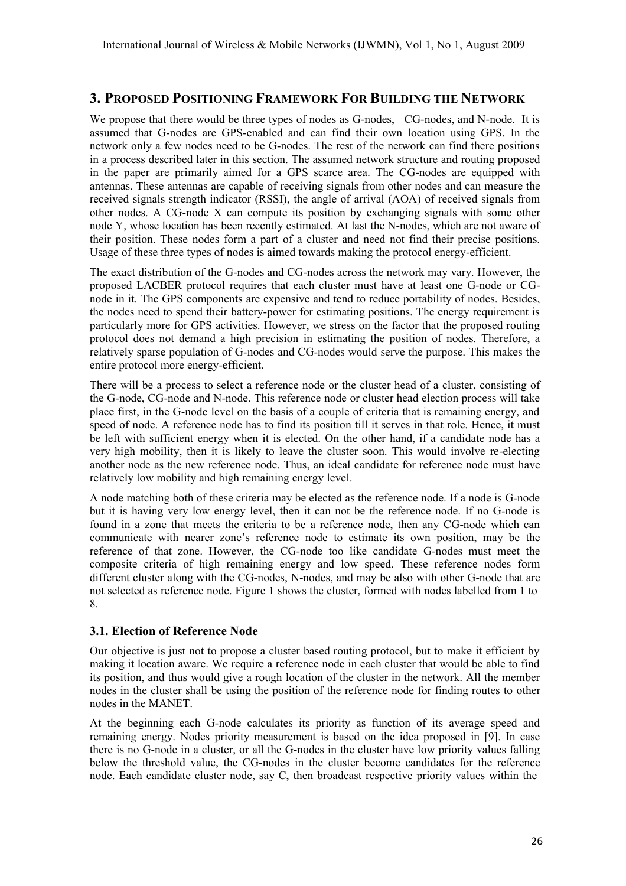## 3. Proposed Positioning Framework For Building the Network

We propose that there would be three types of nodes as G-nodes, CG-nodes, and N-node. It is assumed that G-nodes are GPS-enabled and can find their own location using GPS. In the network only a few nodes need to be G-nodes. The rest of the network can find there positions in a process described later in this section. The assumed network structure and routing proposed in the paper are primarily aimed for a GPS scarce area. The CG-nodes are equipped with antennas. These antennas are capable of receiving signals from other nodes and can measure the received signals strength indicator (RSSI), the angle of arrival (AOA) of received signals from other nodes. A CG-node X can compute its position by exchanging signals with some other node Y, whose location has been recently estimated. At last the N-nodes, which are not aware of their position. These nodes form a part of a cluster and need not find their precise positions. Usage of these three types of nodes is aimed towards making the protocol energy-efficient.

The exact distribution of the G-nodes and CG-nodes across the network may vary. However, the proposed LACBER protocol requires that each cluster must have at least one G-node or CG-node in it. The GPS components are expensive and tend to reduce portability of nodes. Besides, the nodes need to spend their battery-power for estimating positions. The energy requirement is particularly more for GPS activities. However, we stress on the factor that the proposed routing protocol does not demand a high precision in estimating the position of nodes. Therefore, a relatively sparse population of G-nodes and CG-nodes would serve the purpose. This makes the entire protocol more energy-efficient.

There will be a process to select a reference node or the cluster head of a cluster, consisting of the G-node, CG-node and N-node. This reference node or cluster head election process will take place first, in the G-node level on the basis of a couple of criteria that is remaining energy, and speed of node. A reference node has to find its position till it serves in that role. Hence, it must be left with sufficient energy when it is elected. On the other hand, if a candidate node has a very high mobility, then it is likely to leave the cluster soon. This would involve re-electing another node as the new reference node. Thus, an ideal candidate for reference node must have relatively low mobility and high remaining energy level.

A node matching both of these criteria may be elected as the reference node. If a node is G-node but it is having very low energy level, then it can not be the reference node. If no G-node is found in a zone that meets the criteria to be a reference node, then any CG-node which can communicate with nearer zone's reference node to estimate its own position, may be the reference of that zone. However, the CG-node too like candidate G-nodes must meet the composite criteria of high remaining energy and low speed. These reference nodes form different cluster along with the CG-nodes, N-nodes, and may be also with other G-node that are not selected as reference node. Figure 1 shows the cluster, formed with nodes labelled from 1 to 8.

### 3.1. Election of Reference Node

Our objective is just not to propose a cluster based routing protocol, but to make it efficient by making it location aware. We require a reference node in each cluster that would be able to find its position, and thus would give a rough location of the cluster in the network. All the member nodes in the cluster shall be using the position of the reference node for finding routes to other nodes in the MANET.

At the beginning each G-node calculates its priority as function of its average speed and remaining energy. Nodes priority measurement is based on the idea proposed in [9]. In case there is no G-node in a cluster, or all the G-nodes in the cluster have low priority values falling below the threshold value, the CG-nodes in the cluster become candidates for the reference node. Each candidate cluster node, say C, then broadcast respective priority values within the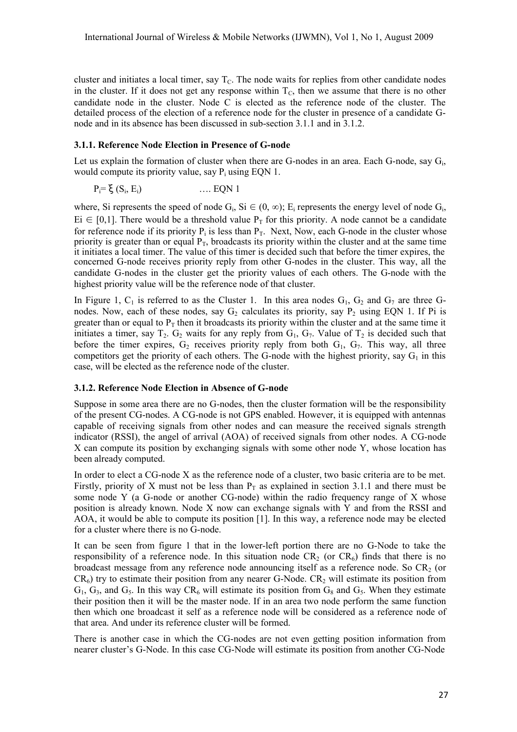cluster and initiates a local timer, say $T_C$. The node waits for replies from other candidate nodes in the cluster. If it does not get any response within $T_C$, then we assume that there is no other candidate node in the cluster. Node C is elected as the reference node of the cluster. The detailed process of the election of a reference node for the cluster in presence of a candidate G-node and in its absence has been discussed in sub-section 3.1.1 and in 3.1.2.

### 3.1.1. Reference Node Election in Presence of G-node

Let us explain the formation of cluster when there are G-nodes in an area. Each G-node, say $G_i$, would compute its priority value, say $P_i$ using EQN 1.

$$P_i = \xi (S_i, E_i) \qquad \text{…. EQN 1}$$

where, Si represents the speed of node $G_i$, $S_i \in (0, \infty)$; $E_i$ represents the energy level of node $G_i$, $E_i \in [0,1]$. There would be a threshold value $P_T$ for this priority. A node cannot be a candidate for reference node if its priority $P_i$ is less than $P_T$. Next, Now, each G-node in the cluster whose priority is greater than or equal $P_T$, broadcasts its priority within the cluster and at the same time it initiates a local timer. The value of this timer is decided such that before the timer expires, the concerned G-node receives priority reply from other G-nodes in the cluster. This way, all the candidate G-nodes in the cluster get the priority values of each others. The G-node with the highest priority value will be the reference node of that cluster.

In Figure 1, $C_1$ is referred to as the Cluster 1. In this area nodes $G_1$, $G_2$ and $G_7$ are three G-nodes. Now, each of these nodes, say $G_2$ calculates its priority, say $P_2$ using EQN 1. If Pi is greater than or equal to $P_T$ then it broadcasts its priority within the cluster and at the same time it initiates a timer, say $T_2$. $G_2$ waits for any reply from $G_1$, $G_7$. Value of $T_2$ is decided such that before the timer expires, $G_2$ receives priority reply from both $G_1$, $G_7$. This way, all three competitors get the priority of each others. The G-node with the highest priority, say $G_1$ in this case, will be elected as the reference node of the cluster.

### 3.1.2. Reference Node Election in Absence of G-node

Suppose in some area there are no G-nodes, then the cluster formation will be the responsibility of the present CG-nodes. A CG-node is not GPS enabled. However, it is equipped with antennas capable of receiving signals from other nodes and can measure the received signals strength indicator (RSSI), the angel of arrival (AOA) of received signals from other nodes. A CG-node X can compute its position by exchanging signals with some other node Y, whose location has been already computed.

In order to elect a CG-node X as the reference node of a cluster, two basic criteria are to be met. Firstly, priority of X must not be less than $P_T$ as explained in section 3.1.1 and there must be some node Y (a G-node or another CG-node) within the radio frequency range of X whose position is already known. Node X now can exchange signals with Y and from the RSSI and AOA, it would be able to compute its position [1]. In this way, a reference node may be elected for a cluster where there is no G-node.

It can be seen from figure 1 that in the lower-left portion there are no G-Node to take the responsibility of a reference node. In this situation node $CR_2$ (or $CR_6$) finds that there is no broadcast message from any reference node announcing itself as a reference node. So $CR_2$ (or $CR_6$) try to estimate their position from any nearer G-Node. $CR_2$ will estimate its position from $G_1$, $G_3$, and $G_5$. In this way $CR_6$ will estimate its position from $G_8$ and $G_5$. When they estimate their position then it will be the master node. If in an area two node perform the same function then which one broadcast it self as a reference node will be considered as a reference node of that area. And under its reference cluster will be formed.

There is another case in which the CG-nodes are not even getting position information from nearer cluster's G-Node. In this case CG-Node will estimate its position from another CG-Node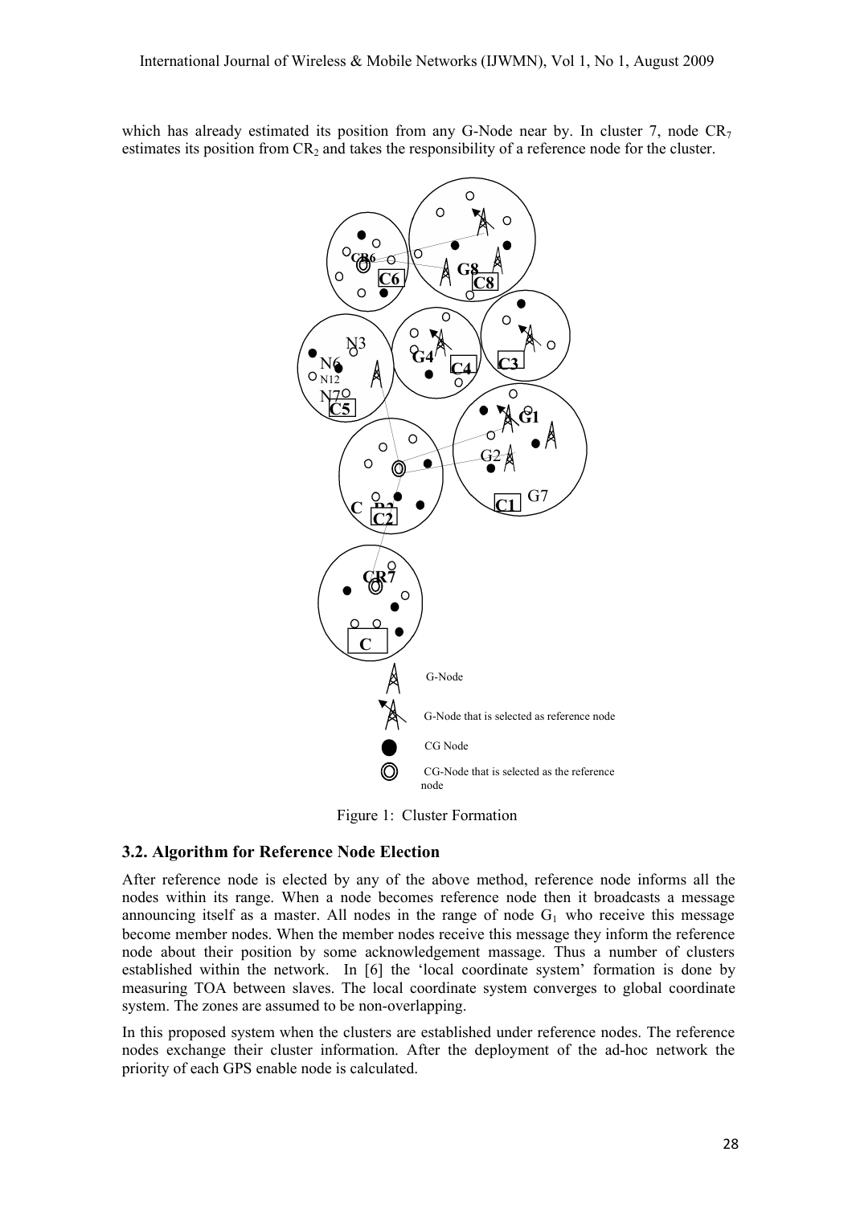which has already estimated its position from any G-Node near by. In cluster 7, node $CR_7$ estimates its position from $CR_2$ and takes the responsibility of a reference node for the cluster.

Figure 1: Cluster Formation

### 3.2. Algorithm for Reference Node Election

After reference node is elected by any of the above method, reference node informs all the nodes within its range. When a node becomes reference node then it broadcasts a message announcing itself as a master. All nodes in the range of node $G_1$ who receive this message become member nodes. When the member nodes receive this message they inform the reference node about their position by some acknowledgement massage. Thus a number of clusters established within the network. In [6] the 'local coordinate system' formation is done by measuring TOA between slaves. The local coordinate system converges to global coordinate system. The zones are assumed to be non-overlapping.

In this proposed system when the clusters are established under reference nodes. The reference nodes exchange their cluster information. After the deployment of the ad-hoc network the priority of each GPS enable node is calculated.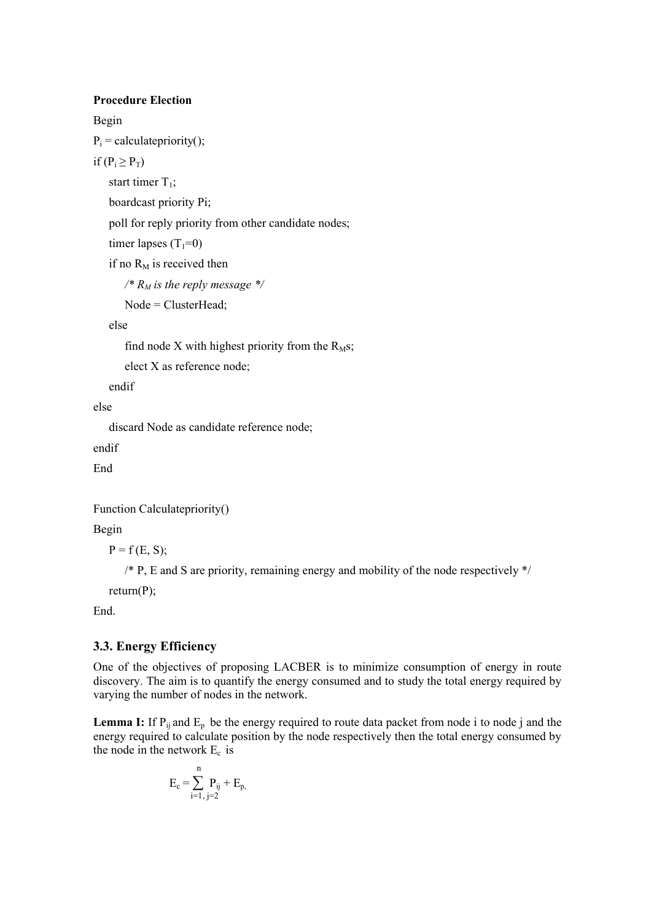**Procedure Election**

```
Begin
Pi = calculatepriority();
if (Pi ≥ PT)
    start timer T1;
    boardcast priority Pi;
    poll for reply priority from other candidate nodes;
    timer lapses (T1=0)
    if no RM is received then
        /* RM is the reply message */
        Node = ClusterHead;
    else
        find node X with highest priority from the RMs;
        elect X as reference node;
    endif
else
    discard Node as candidate reference node;
endif
End
```

```
Function Calculatepriority()
Begin
    P = f (E, S);
        /* P, E and S are priority, remaining energy and mobility of the node respectively */
    return(P);
End.
```

### 3.3. Energy Efficiency

One of the objectives of proposing LACBER is to minimize consumption of energy in route discovery. The aim is to quantify the energy consumed and to study the total energy required by varying the number of nodes in the network.

**Lemma I:** If $P_{ij}$ and $E_p$ be the energy required to route data packet from node i to node j and the energy required to calculate position by the node respectively then the total energy consumed by the node in the network $E_c$ is

$$E_c = \sum_{i=1,\, j=2}^{n} P_{ij} + E_p,$$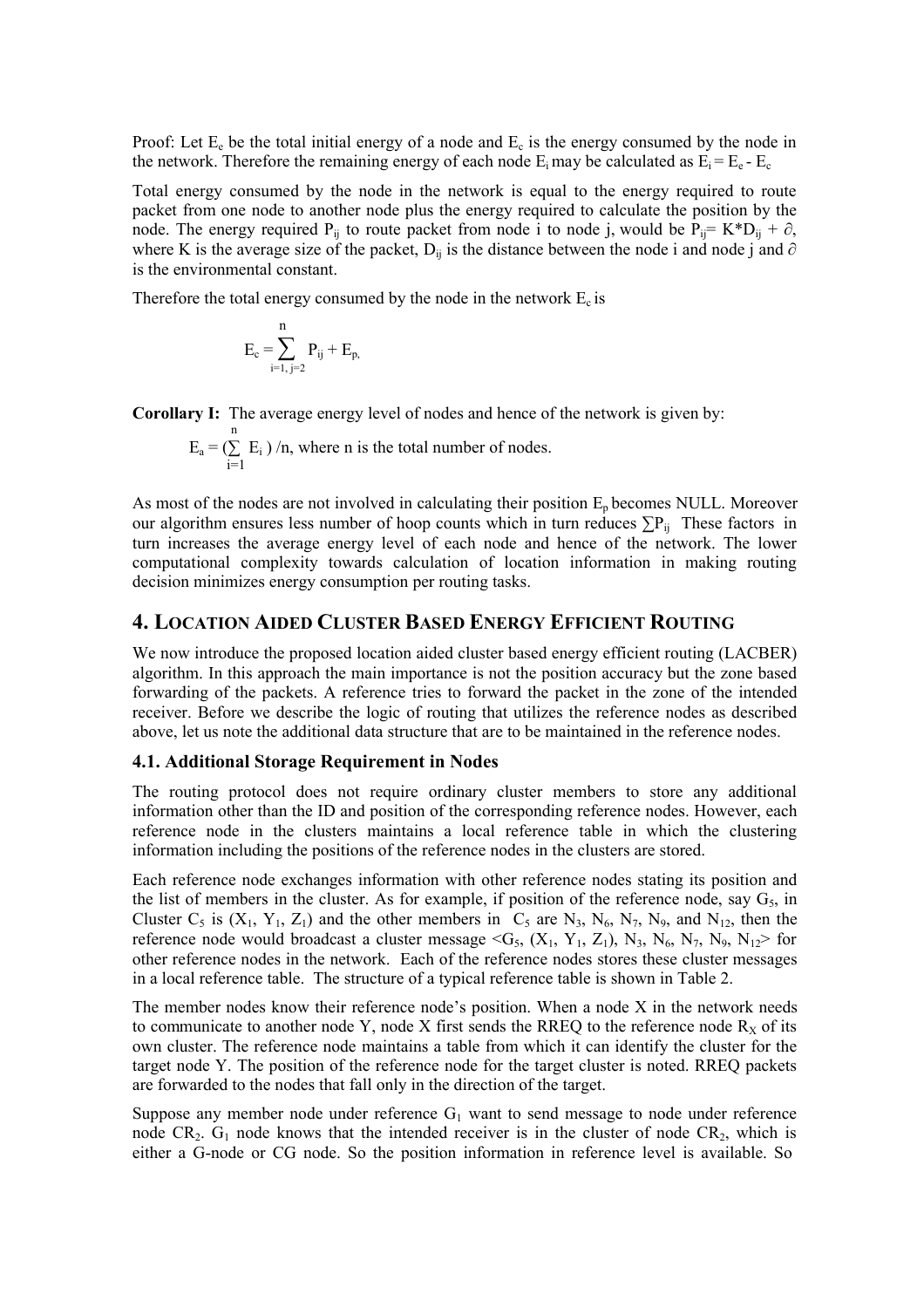Proof: Let $E_e$ be the total initial energy of a node and $E_c$ is the energy consumed by the node in the network. Therefore the remaining energy of each node $E_i$ may be calculated as $E_i = E_e - E_c$

Total energy consumed by the node in the network is equal to the energy required to route packet from one node to another node plus the energy required to calculate the position by the node. The energy required $P_{ij}$ to route packet from node i to node j, would be $P_{ij} = K*D_{ij} + \partial$, where K is the average size of the packet, $D_{ij}$ is the distance between the node i and node j and $\partial$ is the environmental constant.

Therefore the total energy consumed by the node in the network $E_c$ is

$$E_c = \sum_{i=1,\, j=2}^{n} P_{ij} + E_p,$$

**Corollary I:** The average energy level of nodes and hence of the network is given by:

$$E_a = \left(\sum_{i=1}^{n} E_i\right)/n, \text{ where n is the total number of nodes.}$$

As most of the nodes are not involved in calculating their position $E_p$ becomes NULL. Moreover our algorithm ensures less number of hoop counts which in turn reduces $\sum P_{ij}$ These factors in turn increases the average energy level of each node and hence of the network. The lower computational complexity towards calculation of location information in making routing decision minimizes energy consumption per routing tasks.

## 4. Location Aided Cluster Based Energy Efficient Routing

We now introduce the proposed location aided cluster based energy efficient routing (LACBER) algorithm. In this approach the main importance is not the position accuracy but the zone based forwarding of the packets. A reference tries to forward the packet in the zone of the intended receiver. Before we describe the logic of routing that utilizes the reference nodes as described above, let us note the additional data structure that are to be maintained in the reference nodes.

### 4.1. Additional Storage Requirement in Nodes

The routing protocol does not require ordinary cluster members to store any additional information other than the ID and position of the corresponding reference nodes. However, each reference node in the clusters maintains a local reference table in which the clustering information including the positions of the reference nodes in the clusters are stored.

Each reference node exchanges information with other reference nodes stating its position and the list of members in the cluster. As for example, if position of the reference node, say $G_5$, in Cluster $C_5$ is $(X_1, Y_1, Z_1)$ and the other members in $C_5$ are $N_3$, $N_6$, $N_7$, $N_9$, and $N_{12}$, then the reference node would broadcast a cluster message $<G_5, (X_1, Y_1, Z_1), N_3, N_6, N_7, N_9, N_{12}>$ for other reference nodes in the network. Each of the reference nodes stores these cluster messages in a local reference table. The structure of a typical reference table is shown in Table 2.

The member nodes know their reference node's position. When a node X in the network needs to communicate to another node Y, node X first sends the RREQ to the reference node $R_X$ of its own cluster. The reference node maintains a table from which it can identify the cluster for the target node Y. The position of the reference node for the target cluster is noted. RREQ packets are forwarded to the nodes that fall only in the direction of the target.

Suppose any member node under reference $G_1$ want to send message to node under reference node $CR_2$. $G_1$ node knows that the intended receiver is in the cluster of node $CR_2$, which is either a G-node or CG node. So the position information in reference level is available. So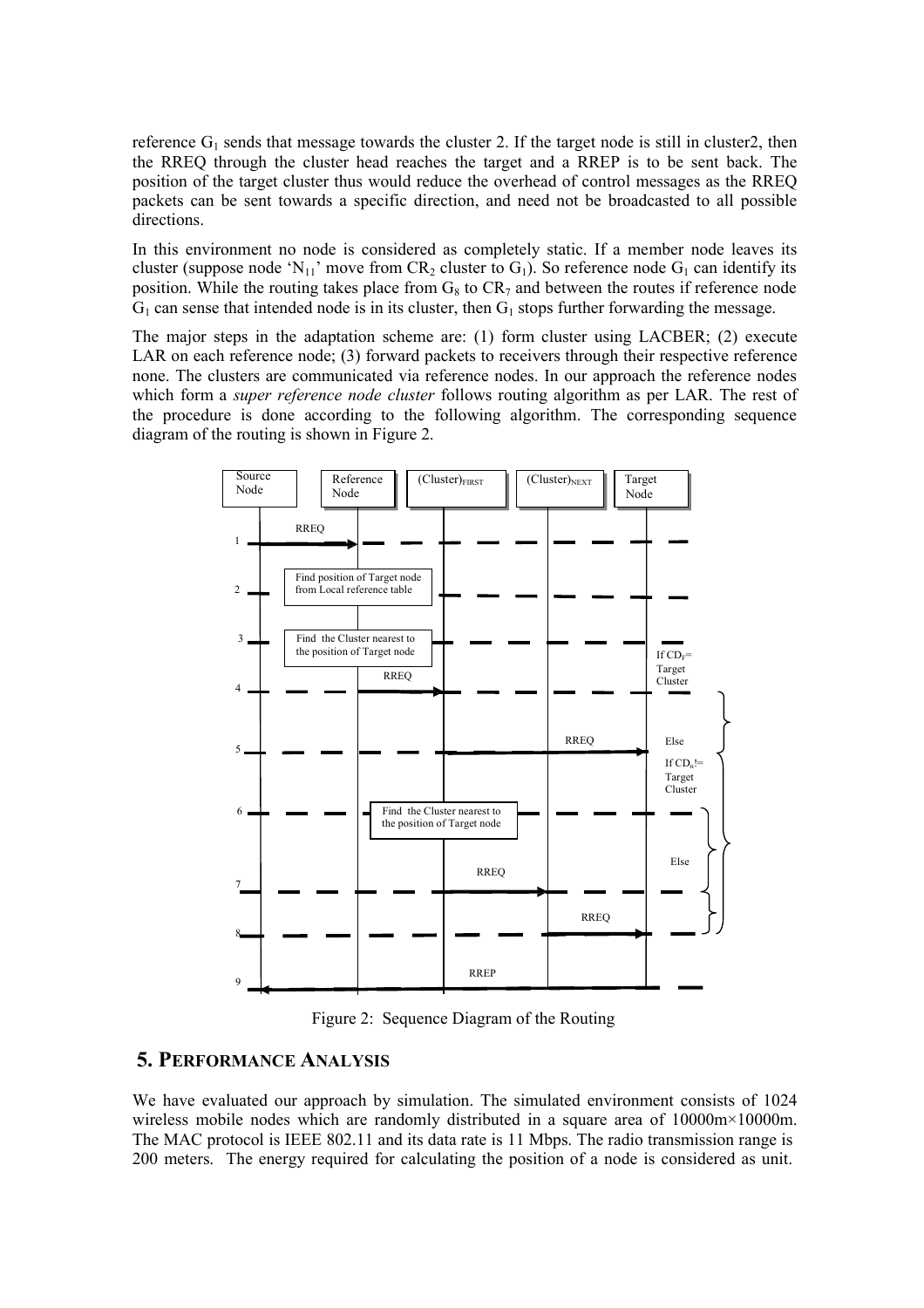reference $G_1$ sends that message towards the cluster 2. If the target node is still in cluster2, then the RREQ through the cluster head reaches the target and a RREP is to be sent back. The position of the target cluster thus would reduce the overhead of control messages as the RREQ packets can be sent towards a specific direction, and need not be broadcasted to all possible directions.

In this environment no node is considered as completely static. If a member node leaves its cluster (suppose node '$N_{11}$' move from $CR_2$ cluster to $G_1$). So reference node $G_1$ can identify its position. While the routing takes place from $G_8$ to $CR_7$ and between the routes if reference node $G_1$ can sense that intended node is in its cluster, then $G_1$ stops further forwarding the message.

The major steps in the adaptation scheme are: (1) form cluster using LACBER; (2) execute LAR on each reference node; (3) forward packets to receivers through their respective reference none. The clusters are communicated via reference nodes. In our approach the reference nodes which form a *super reference node cluster* follows routing algorithm as per LAR. The rest of the procedure is done according to the following algorithm. The corresponding sequence diagram of the routing is shown in Figure 2.

Source Node
Reference Node
$(Cluster)_{FIRST}$
$(Cluster)_{NEXT}$
Target Node
1 RREQ
2 Find position of Target node from Local reference table
3 Find the Cluster nearest to the position of Target node
If $CD_F$= Target Cluster
4 RREQ
5 RREQ
Else
If $CD_n$!= Target Cluster
6 Find the Cluster nearest to the position of Target node
Else
7 RREQ
8 RREQ
9 RREP

Figure 2: Sequence Diagram of the Routing

## 5. Performance Analysis

We have evaluated our approach by simulation. The simulated environment consists of 1024 wireless mobile nodes which are randomly distributed in a square area of 10000m×10000m. The MAC protocol is IEEE 802.11 and its data rate is 11 Mbps. The radio transmission range is 200 meters. The energy required for calculating the position of a node is considered as unit.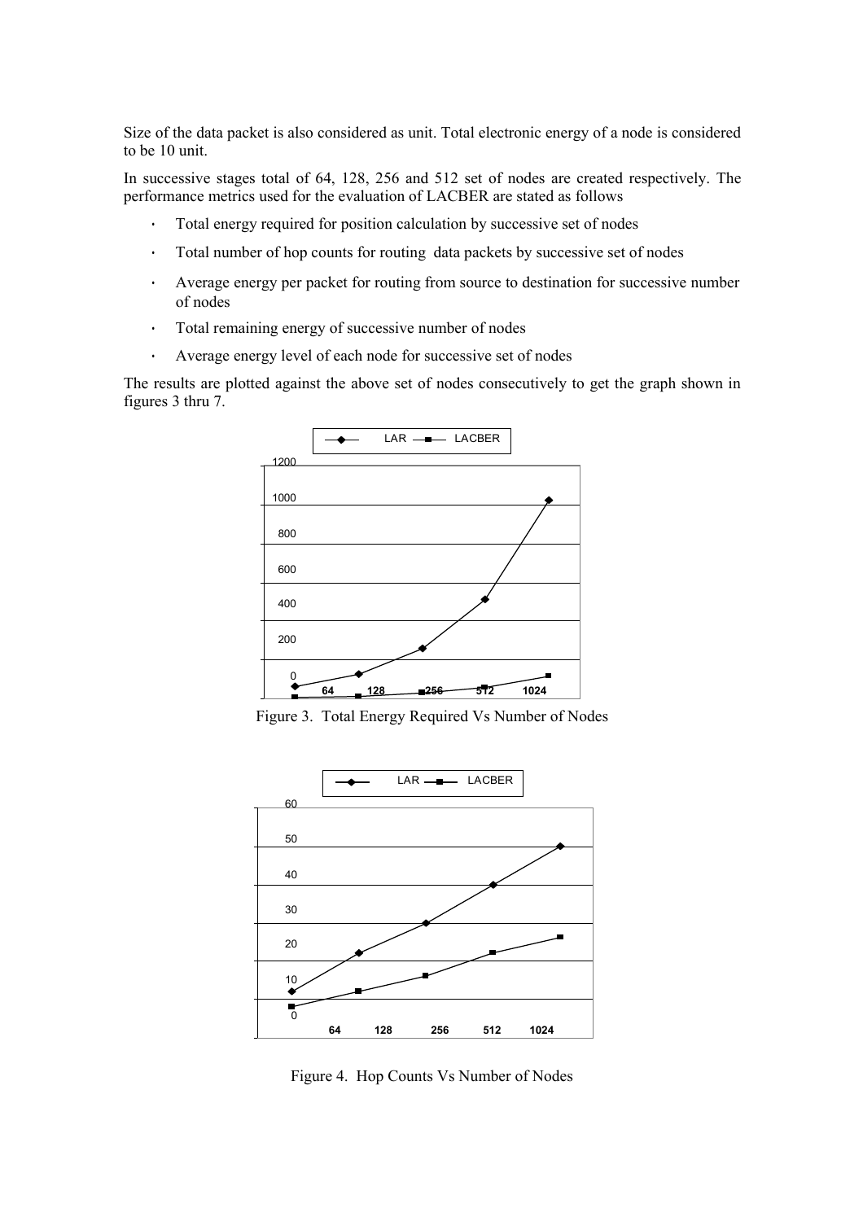Size of the data packet is also considered as unit. Total electronic energy of a node is considered to be 10 unit.

In successive stages total of 64, 128, 256 and 512 set of nodes are created respectively. The performance metrics used for the evaluation of LACBER are stated as follows

- Total energy required for position calculation by successive set of nodes
- Total number of hop counts for routing data packets by successive set of nodes
- Average energy per packet for routing from source to destination for successive number of nodes
- Total remaining energy of successive number of nodes
- Average energy level of each node for successive set of nodes

The results are plotted against the above set of nodes consecutively to get the graph shown in figures 3 thru 7.

LAR LACBER

1200
1000
800
600
400
200
0
64 128 256 512 1024

Figure 3. Total Energy Required Vs Number of Nodes

LAR LACBER

60
50
40
30
20
10
0
64 128 256 512 1024

Figure 4. Hop Counts Vs Number of Nodes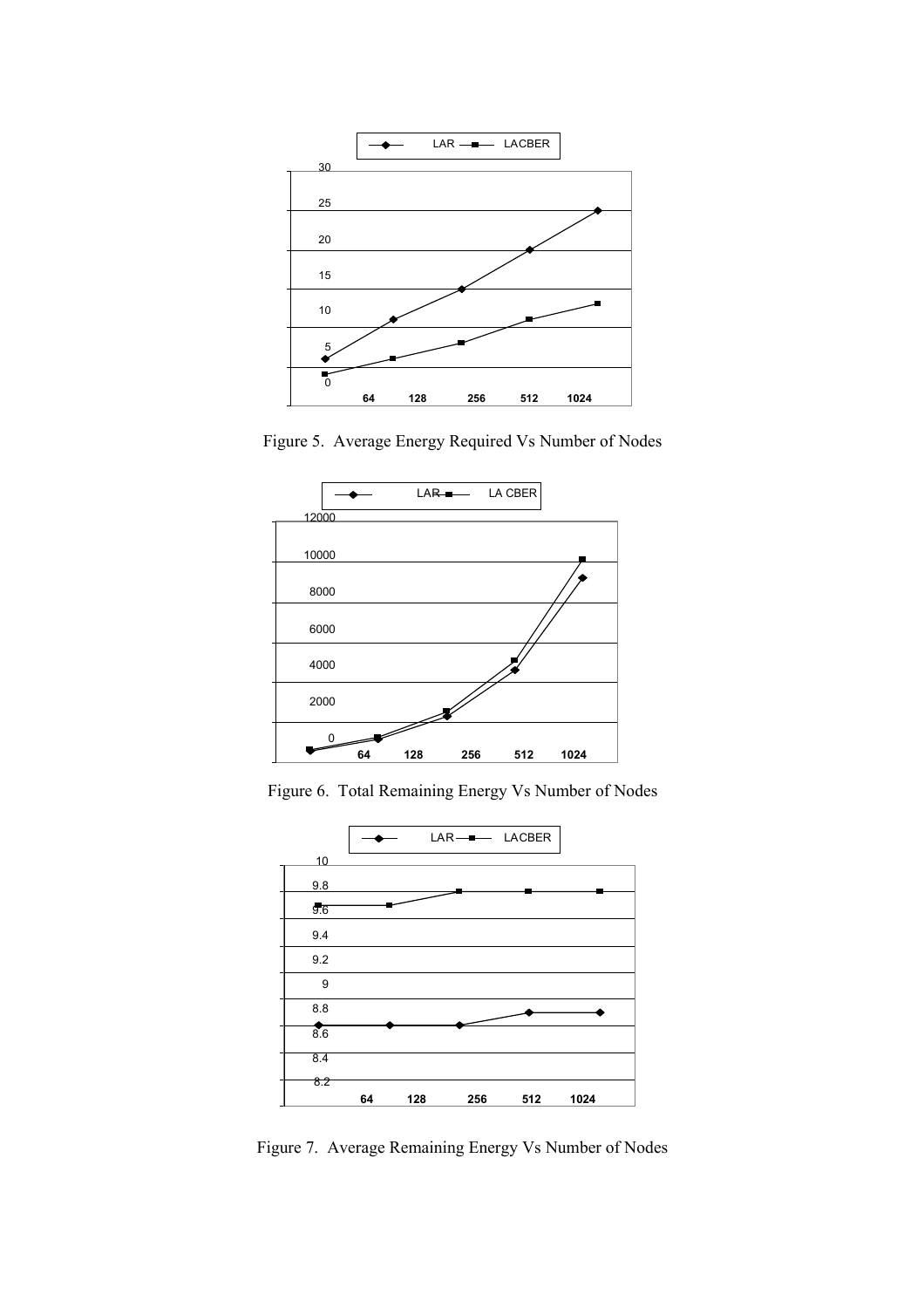LAR LACBER

30
25
20
15
10
5
0

64 128 256 512 1024

Figure 5. Average Energy Required Vs Number of Nodes

LAR LA CBER

12000
10000
8000
6000
4000
2000
0

64 128 256 512 1024

Figure 6. Total Remaining Energy Vs Number of Nodes

LAR LACBER

10
9.8
9.6
9.4
9.2
9
8.8
8.6
8.4
8.2

64 128 256 512 1024

Figure 7. Average Remaining Energy Vs Number of Nodes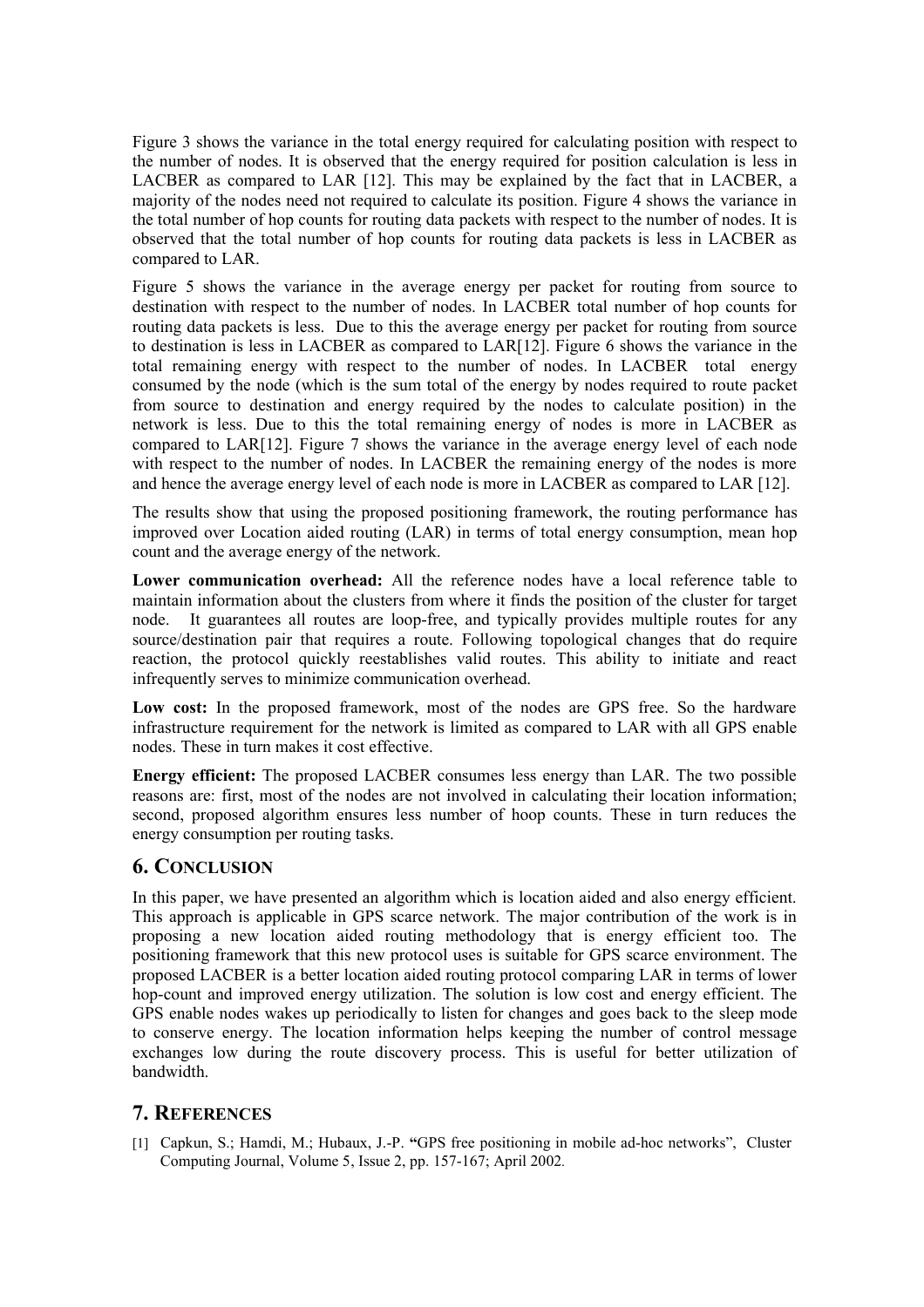Figure 3 shows the variance in the total energy required for calculating position with respect to the number of nodes. It is observed that the energy required for position calculation is less in LACBER as compared to LAR [12]. This may be explained by the fact that in LACBER, a majority of the nodes need not required to calculate its position. Figure 4 shows the variance in the total number of hop counts for routing data packets with respect to the number of nodes. It is observed that the total number of hop counts for routing data packets is less in LACBER as compared to LAR.

Figure 5 shows the variance in the average energy per packet for routing from source to destination with respect to the number of nodes. In LACBER total number of hop counts for routing data packets is less. Due to this the average energy per packet for routing from source to destination is less in LACBER as compared to LAR[12]. Figure 6 shows the variance in the total remaining energy with respect to the number of nodes. In LACBER total energy consumed by the node (which is the sum total of the energy by nodes required to route packet from source to destination and energy required by the nodes to calculate position) in the network is less. Due to this the total remaining energy of nodes is more in LACBER as compared to LAR[12]. Figure 7 shows the variance in the average energy level of each node with respect to the number of nodes. In LACBER the remaining energy of the nodes is more and hence the average energy level of each node is more in LACBER as compared to LAR [12].

The results show that using the proposed positioning framework, the routing performance has improved over Location aided routing (LAR) in terms of total energy consumption, mean hop count and the average energy of the network.

**Lower communication overhead:** All the reference nodes have a local reference table to maintain information about the clusters from where it finds the position of the cluster for target node. It guarantees all routes are loop-free, and typically provides multiple routes for any source/destination pair that requires a route. Following topological changes that do require reaction, the protocol quickly reestablishes valid routes. This ability to initiate and react infrequently serves to minimize communication overhead.

**Low cost:** In the proposed framework, most of the nodes are GPS free. So the hardware infrastructure requirement for the network is limited as compared to LAR with all GPS enable nodes. These in turn makes it cost effective.

**Energy efficient:** The proposed LACBER consumes less energy than LAR. The two possible reasons are: first, most of the nodes are not involved in calculating their location information; second, proposed algorithm ensures less number of hoop counts. These in turn reduces the energy consumption per routing tasks.

## 6. CONCLUSION

In this paper, we have presented an algorithm which is location aided and also energy efficient. This approach is applicable in GPS scarce network. The major contribution of the work is in proposing a new location aided routing methodology that is energy efficient too. The positioning framework that this new protocol uses is suitable for GPS scarce environment. The proposed LACBER is a better location aided routing protocol comparing LAR in terms of lower hop-count and improved energy utilization. The solution is low cost and energy efficient. The GPS enable nodes wakes up periodically to listen for changes and goes back to the sleep mode to conserve energy. The location information helps keeping the number of control message exchanges low during the route discovery process. This is useful for better utilization of bandwidth.

## 7. REFERENCES

[1] Capkun, S.; Hamdi, M.; Hubaux, J.-P. "GPS free positioning in mobile ad-hoc networks", Cluster Computing Journal, Volume 5, Issue 2, pp. 157-167; April 2002.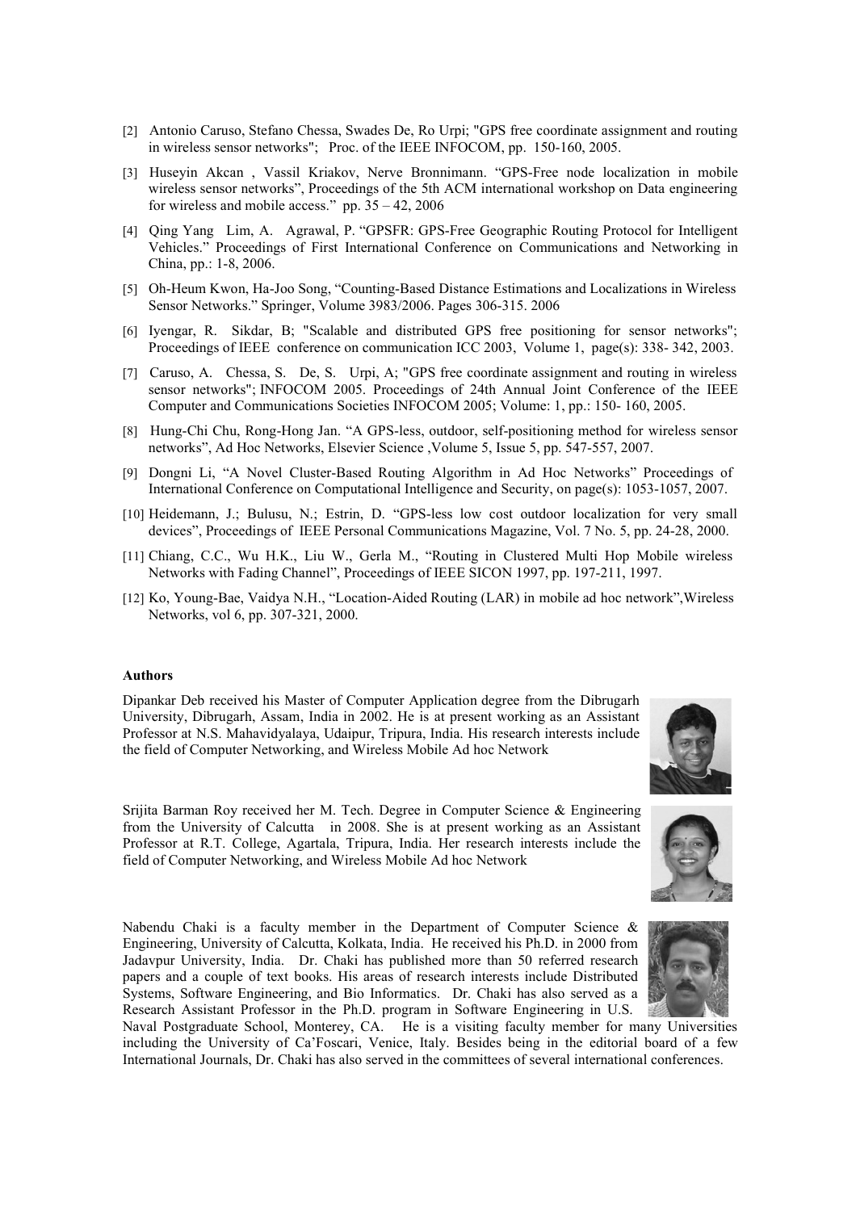[2] Antonio Caruso, Stefano Chessa, Swades De, Ro Urpi; "GPS free coordinate assignment and routing in wireless sensor networks"; Proc. of the IEEE INFOCOM, pp. 150-160, 2005.

[3] Huseyin Akcan , Vassil Kriakov, Nerve Bronnimann. "GPS-Free node localization in mobile wireless sensor networks", Proceedings of the 5th ACM international workshop on Data engineering for wireless and mobile access." pp. 35 – 42, 2006

[4] Qing Yang Lim, A. Agrawal, P. "GPSFR: GPS-Free Geographic Routing Protocol for Intelligent Vehicles." Proceedings of First International Conference on Communications and Networking in China, pp.: 1-8, 2006.

[5] Oh-Heum Kwon, Ha-Joo Song, "Counting-Based Distance Estimations and Localizations in Wireless Sensor Networks." Springer, Volume 3983/2006. Pages 306-315. 2006

[6] Iyengar, R. Sikdar, B; "Scalable and distributed GPS free positioning for sensor networks"; Proceedings of IEEE conference on communication ICC 2003, Volume 1, page(s): 338- 342, 2003.

[7] Caruso, A. Chessa, S. De, S. Urpi, A; "GPS free coordinate assignment and routing in wireless sensor networks"; INFOCOM 2005. Proceedings of 24th Annual Joint Conference of the IEEE Computer and Communications Societies INFOCOM 2005; Volume: 1, pp.: 150- 160, 2005.

[8] Hung-Chi Chu, Rong-Hong Jan. "A GPS-less, outdoor, self-positioning method for wireless sensor networks", Ad Hoc Networks, Elsevier Science ,Volume 5, Issue 5, pp. 547-557, 2007.

[9] Dongni Li, "A Novel Cluster-Based Routing Algorithm in Ad Hoc Networks" Proceedings of International Conference on Computational Intelligence and Security, on page(s): 1053-1057, 2007.

[10] Heidemann, J.; Bulusu, N.; Estrin, D. "GPS-less low cost outdoor localization for very small devices", Proceedings of IEEE Personal Communications Magazine, Vol. 7 No. 5, pp. 24-28, 2000.

[11] Chiang, C.C., Wu H.K., Liu W., Gerla M., "Routing in Clustered Multi Hop Mobile wireless Networks with Fading Channel", Proceedings of IEEE SICON 1997, pp. 197-211, 1997.

[12] Ko, Young-Bae, Vaidya N.H., "Location-Aided Routing (LAR) in mobile ad hoc network",Wireless Networks, vol 6, pp. 307-321, 2000.

**Authors**

Dipankar Deb received his Master of Computer Application degree from the Dibrugarh University, Dibrugarh, Assam, India in 2002. He is at present working as an Assistant Professor at N.S. Mahavidyalaya, Udaipur, Tripura, India. His research interests include the field of Computer Networking, and Wireless Mobile Ad hoc Network

Srijita Barman Roy received her M. Tech. Degree in Computer Science & Engineering from the University of Calcutta in 2008. She is at present working as an Assistant Professor at R.T. College, Agartala, Tripura, India. Her research interests include the field of Computer Networking, and Wireless Mobile Ad hoc Network

Nabendu Chaki is a faculty member in the Department of Computer Science & Engineering, University of Calcutta, Kolkata, India. He received his Ph.D. in 2000 from Jadavpur University, India. Dr. Chaki has published more than 50 referred research papers and a couple of text books. His areas of research interests include Distributed Systems, Software Engineering, and Bio Informatics. Dr. Chaki has also served as a Research Assistant Professor in the Ph.D. program in Software Engineering in U.S. Naval Postgraduate School, Monterey, CA. He is a visiting faculty member for many Universities including the University of Ca'Foscari, Venice, Italy. Besides being in the editorial board of a few International Journals, Dr. Chaki has also served in the committees of several international conferences.